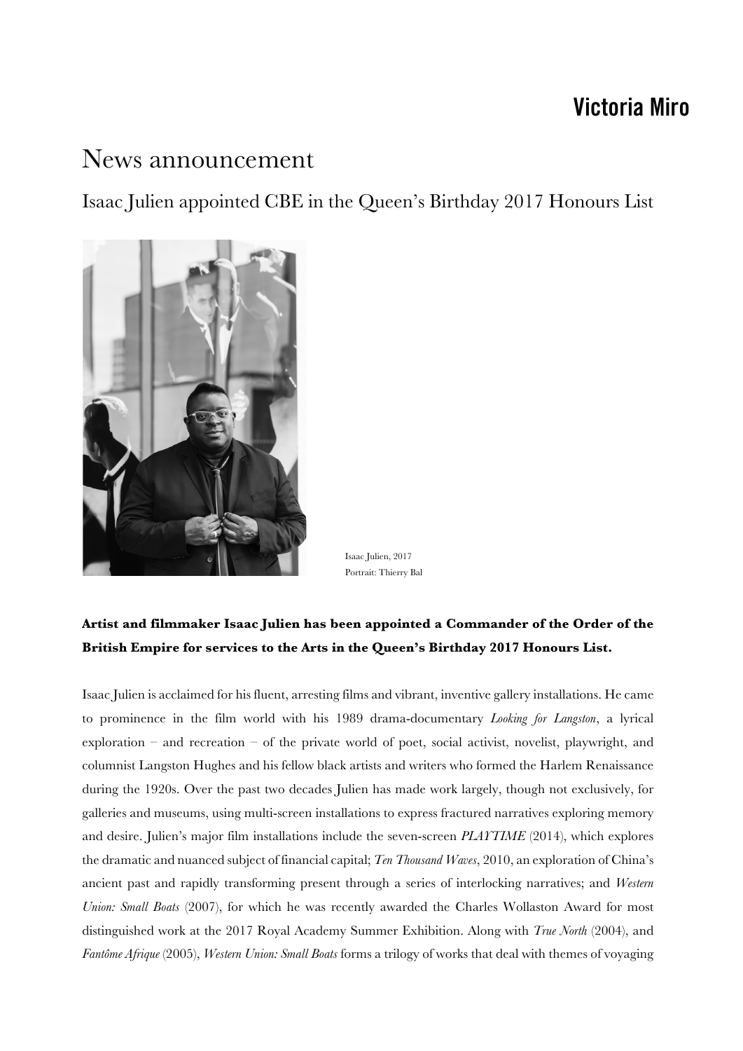Victoria Miro

# News announcement

## Isaac Julien appointed CBE in the Queen's Birthday 2017 Honours List

Isaac Julien, 2017
Portrait: Thierry Bal

**Artist and filmmaker Isaac Julien has been appointed a Commander of the Order of the British Empire for services to the Arts in the Queen's Birthday 2017 Honours List.**

Isaac Julien is acclaimed for his fluent, arresting films and vibrant, inventive gallery installations. He came to prominence in the film world with his 1989 drama-documentary *Looking for Langston*, a lyrical exploration – and recreation – of the private world of poet, social activist, novelist, playwright, and columnist Langston Hughes and his fellow black artists and writers who formed the Harlem Renaissance during the 1920s. Over the past two decades Julien has made work largely, though not exclusively, for galleries and museums, using multi-screen installations to express fractured narratives exploring memory and desire. Julien's major film installations include the seven-screen *PLAYTIME* (2014), which explores the dramatic and nuanced subject of financial capital; *Ten Thousand Waves*, 2010, an exploration of China's ancient past and rapidly transforming present through a series of interlocking narratives; and *Western Union: Small Boats* (2007), for which he was recently awarded the Charles Wollaston Award for most distinguished work at the 2017 Royal Academy Summer Exhibition. Along with *True North* (2004), and *Fantôme Afrique* (2005), *Western Union: Small Boats* forms a trilogy of works that deal with themes of voyaging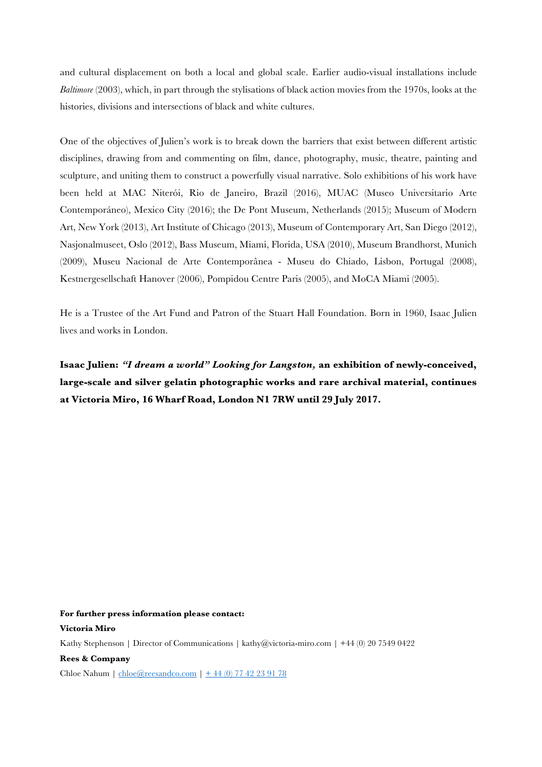and cultural displacement on both a local and global scale. Earlier audio-visual installations include *Baltimore* (2003), which, in part through the stylisations of black action movies from the 1970s, looks at the histories, divisions and intersections of black and white cultures.

One of the objectives of Julien's work is to break down the barriers that exist between different artistic disciplines, drawing from and commenting on film, dance, photography, music, theatre, painting and sculpture, and uniting them to construct a powerfully visual narrative. Solo exhibitions of his work have been held at MAC Niterói, Rio de Janeiro, Brazil (2016), MUAC (Museo Universitario Arte Contemporáneo), Mexico City (2016); the De Pont Museum, Netherlands (2015); Museum of Modern Art, New York (2013), Art Institute of Chicago (2013), Museum of Contemporary Art, San Diego (2012), Nasjonalmuseet, Oslo (2012), Bass Museum, Miami, Florida, USA (2010), Museum Brandhorst, Munich (2009), Museu Nacional de Arte Contemporânea - Museu do Chiado, Lisbon, Portugal (2008), Kestnergesellschaft Hanover (2006), Pompidou Centre Paris (2005), and MoCA Miami (2005).

He is a Trustee of the Art Fund and Patron of the Stuart Hall Foundation. Born in 1960, Isaac Julien lives and works in London.

**Isaac Julien: *"I dream a world" Looking for Langston,* an exhibition of newly-conceived, large-scale and silver gelatin photographic works and rare archival material, continues at Victoria Miro, 16 Wharf Road, London N1 7RW until 29 July 2017.**

**For further press information please contact:**

**Victoria Miro**

Kathy Stephenson | Director of Communications | kathy@victoria-miro.com | +44 (0) 20 7549 0422

**Rees & Company**

Chloe Nahum | chloe@reesandco.com | + 44 (0) 77 42 23 91 78